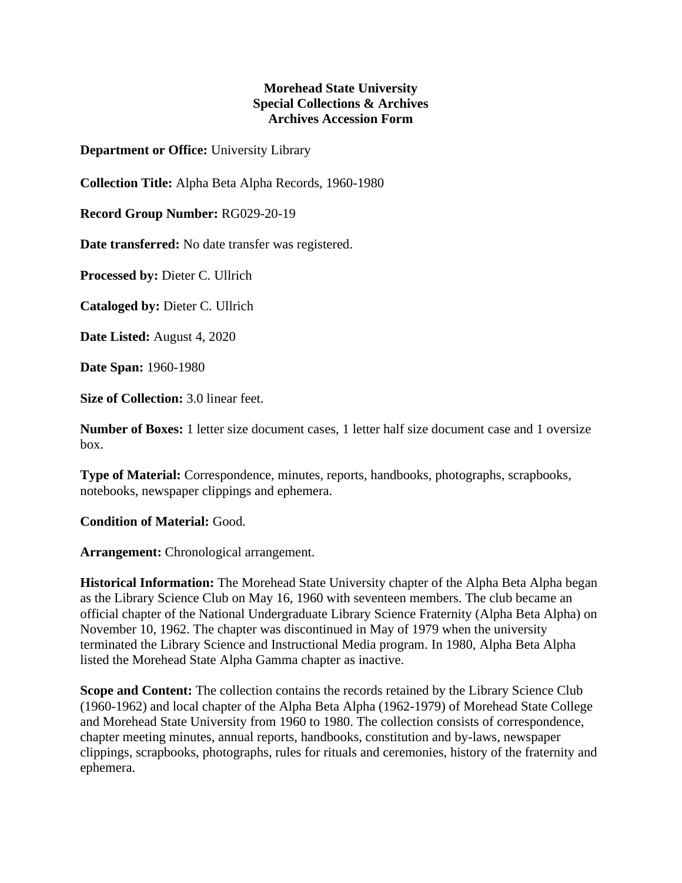**Morehead State University**
**Special Collections & Archives**
**Archives Accession Form**

**Department or Office:** University Library

**Collection Title:** Alpha Beta Alpha Records, 1960-1980

**Record Group Number:** RG029-20-19

**Date transferred:** No date transfer was registered.

**Processed by:** Dieter C. Ullrich

**Cataloged by:** Dieter C. Ullrich

**Date Listed:** August 4, 2020

**Date Span:** 1960-1980

**Size of Collection:** 3.0 linear feet.

**Number of Boxes:** 1 letter size document cases, 1 letter half size document case and 1 oversize box.

**Type of Material:** Correspondence, minutes, reports, handbooks, photographs, scrapbooks, notebooks, newspaper clippings and ephemera.

**Condition of Material:** Good.

**Arrangement:** Chronological arrangement.

**Historical Information:** The Morehead State University chapter of the Alpha Beta Alpha began as the Library Science Club on May 16, 1960 with seventeen members. The club became an official chapter of the National Undergraduate Library Science Fraternity (Alpha Beta Alpha) on November 10, 1962. The chapter was discontinued in May of 1979 when the university terminated the Library Science and Instructional Media program. In 1980, Alpha Beta Alpha listed the Morehead State Alpha Gamma chapter as inactive.

**Scope and Content:** The collection contains the records retained by the Library Science Club (1960-1962) and local chapter of the Alpha Beta Alpha (1962-1979) of Morehead State College and Morehead State University from 1960 to 1980. The collection consists of correspondence, chapter meeting minutes, annual reports, handbooks, constitution and by-laws, newspaper clippings, scrapbooks, photographs, rules for rituals and ceremonies, history of the fraternity and ephemera.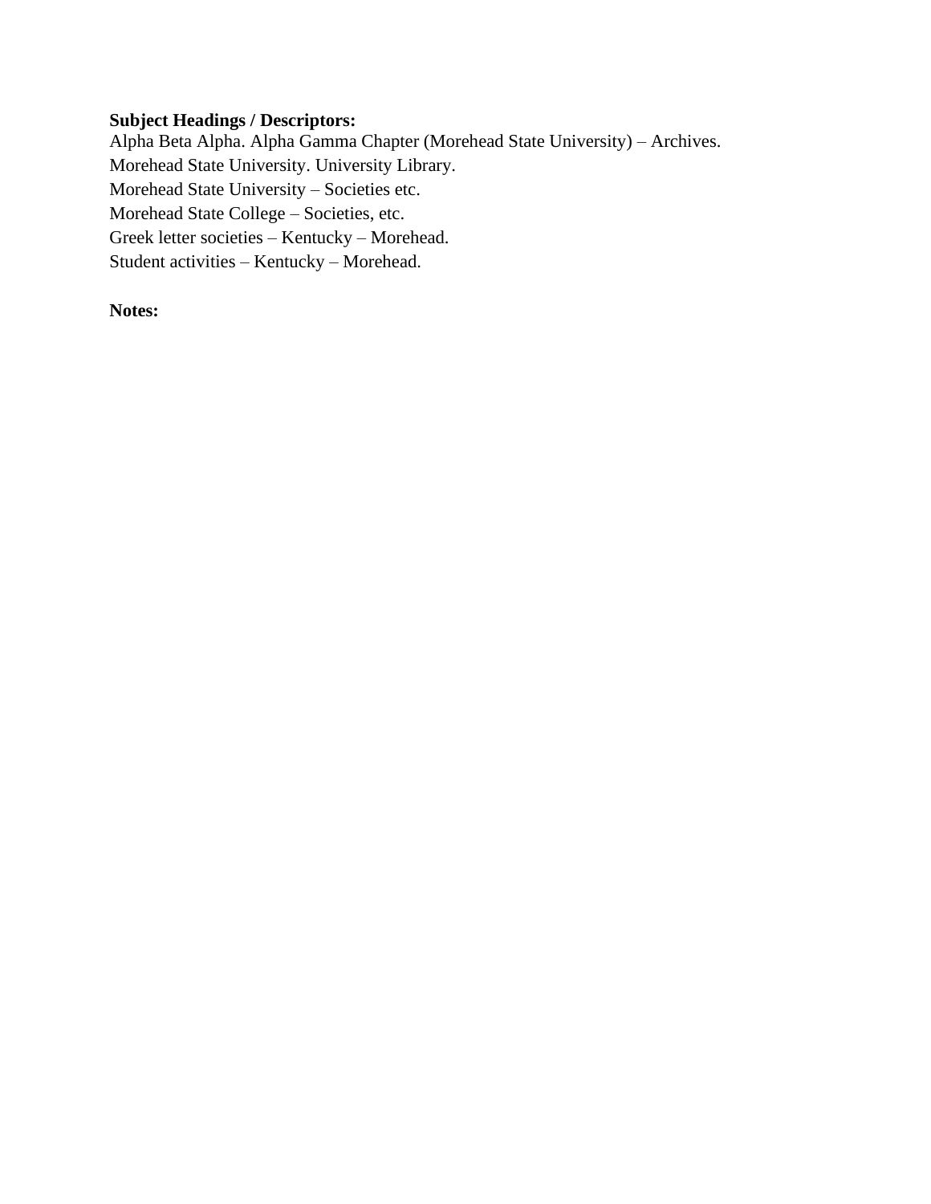**Subject Headings / Descriptors:**
Alpha Beta Alpha. Alpha Gamma Chapter (Morehead State University) – Archives.
Morehead State University. University Library.
Morehead State University – Societies etc.
Morehead State College – Societies, etc.
Greek letter societies – Kentucky – Morehead.
Student activities – Kentucky – Morehead.

**Notes:**